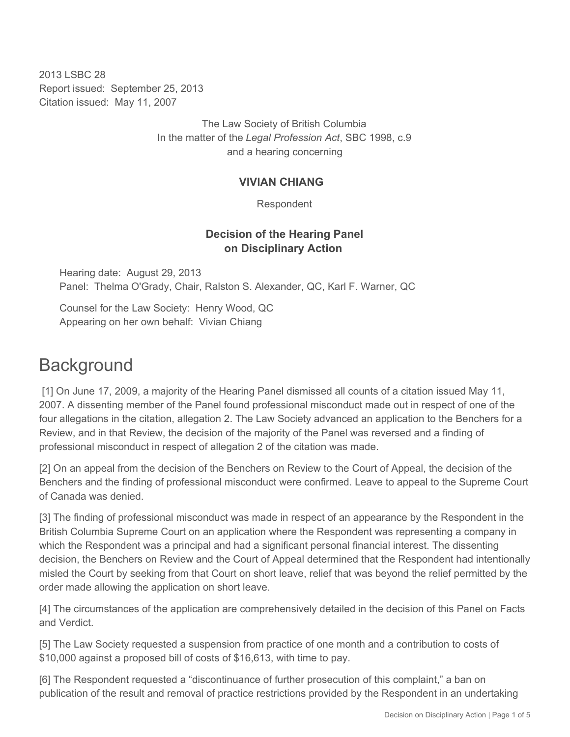2013 LSBC 28
Report issued: September 25, 2013
Citation issued: May 11, 2007

The Law Society of British Columbia
In the matter of the *Legal Profession Act*, SBC 1998, c.9
and a hearing concerning

**VIVIAN CHIANG**

Respondent

**Decision of the Hearing Panel on Disciplinary Action**

Hearing date: August 29, 2013
Panel: Thelma O'Grady, Chair, Ralston S. Alexander, QC, Karl F. Warner, QC

Counsel for the Law Society: Henry Wood, QC
Appearing on her own behalf: Vivian Chiang

# Background

[1] On June 17, 2009, a majority of the Hearing Panel dismissed all counts of a citation issued May 11, 2007. A dissenting member of the Panel found professional misconduct made out in respect of one of the four allegations in the citation, allegation 2. The Law Society advanced an application to the Benchers for a Review, and in that Review, the decision of the majority of the Panel was reversed and a finding of professional misconduct in respect of allegation 2 of the citation was made.

[2] On an appeal from the decision of the Benchers on Review to the Court of Appeal, the decision of the Benchers and the finding of professional misconduct were confirmed. Leave to appeal to the Supreme Court of Canada was denied.

[3] The finding of professional misconduct was made in respect of an appearance by the Respondent in the British Columbia Supreme Court on an application where the Respondent was representing a company in which the Respondent was a principal and had a significant personal financial interest. The dissenting decision, the Benchers on Review and the Court of Appeal determined that the Respondent had intentionally misled the Court by seeking from that Court on short leave, relief that was beyond the relief permitted by the order made allowing the application on short leave.

[4] The circumstances of the application are comprehensively detailed in the decision of this Panel on Facts and Verdict.

[5] The Law Society requested a suspension from practice of one month and a contribution to costs of $10,000 against a proposed bill of costs of $16,613, with time to pay.

[6] The Respondent requested a "discontinuance of further prosecution of this complaint," a ban on publication of the result and removal of practice restrictions provided by the Respondent in an undertaking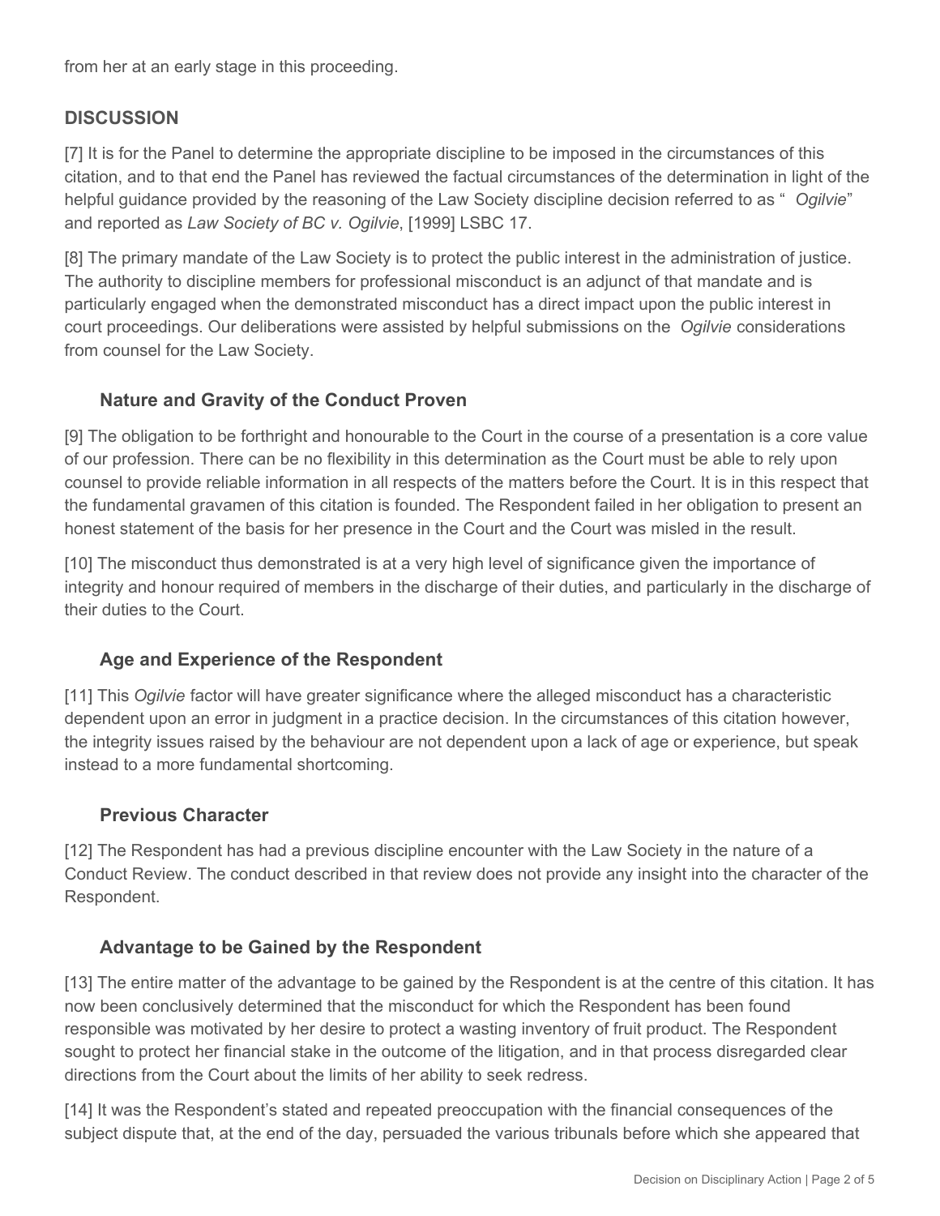from her at an early stage in this proceeding.

## DISCUSSION

[7] It is for the Panel to determine the appropriate discipline to be imposed in the circumstances of this citation, and to that end the Panel has reviewed the factual circumstances of the determination in light of the helpful guidance provided by the reasoning of the Law Society discipline decision referred to as " *Ogilvie*" and reported as *Law Society of BC v. Ogilvie*, [1999] LSBC 17.

[8] The primary mandate of the Law Society is to protect the public interest in the administration of justice. The authority to discipline members for professional misconduct is an adjunct of that mandate and is particularly engaged when the demonstrated misconduct has a direct impact upon the public interest in court proceedings. Our deliberations were assisted by helpful submissions on the *Ogilvie* considerations from counsel for the Law Society.

### Nature and Gravity of the Conduct Proven

[9] The obligation to be forthright and honourable to the Court in the course of a presentation is a core value of our profession. There can be no flexibility in this determination as the Court must be able to rely upon counsel to provide reliable information in all respects of the matters before the Court. It is in this respect that the fundamental gravamen of this citation is founded. The Respondent failed in her obligation to present an honest statement of the basis for her presence in the Court and the Court was misled in the result.

[10] The misconduct thus demonstrated is at a very high level of significance given the importance of integrity and honour required of members in the discharge of their duties, and particularly in the discharge of their duties to the Court.

### Age and Experience of the Respondent

[11] This *Ogilvie* factor will have greater significance where the alleged misconduct has a characteristic dependent upon an error in judgment in a practice decision. In the circumstances of this citation however, the integrity issues raised by the behaviour are not dependent upon a lack of age or experience, but speak instead to a more fundamental shortcoming.

### Previous Character

[12] The Respondent has had a previous discipline encounter with the Law Society in the nature of a Conduct Review. The conduct described in that review does not provide any insight into the character of the Respondent.

### Advantage to be Gained by the Respondent

[13] The entire matter of the advantage to be gained by the Respondent is at the centre of this citation. It has now been conclusively determined that the misconduct for which the Respondent has been found responsible was motivated by her desire to protect a wasting inventory of fruit product. The Respondent sought to protect her financial stake in the outcome of the litigation, and in that process disregarded clear directions from the Court about the limits of her ability to seek redress.

[14] It was the Respondent's stated and repeated preoccupation with the financial consequences of the subject dispute that, at the end of the day, persuaded the various tribunals before which she appeared that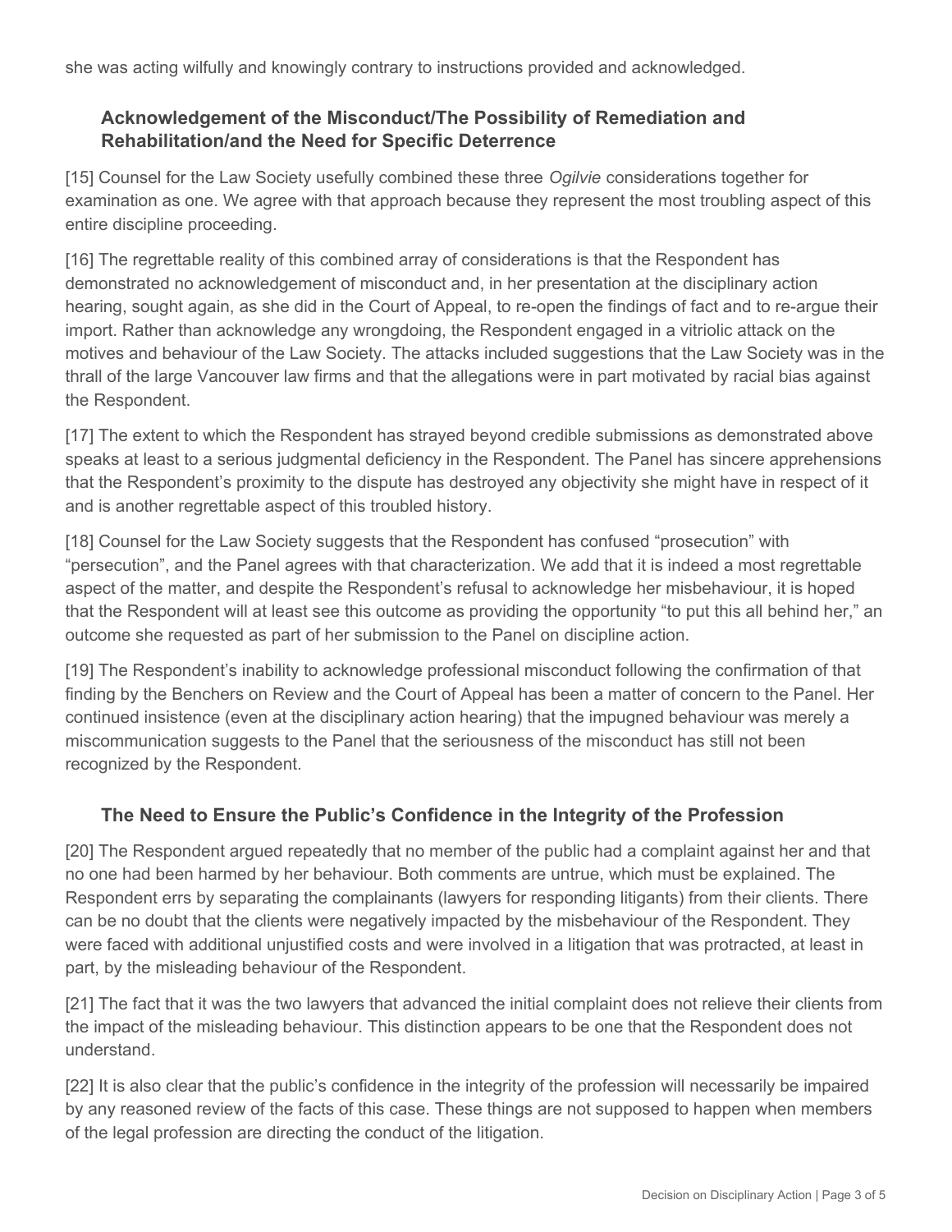she was acting wilfully and knowingly contrary to instructions provided and acknowledged.

### Acknowledgement of the Misconduct/The Possibility of Remediation and Rehabilitation/and the Need for Specific Deterrence

[15] Counsel for the Law Society usefully combined these three *Ogilvie* considerations together for examination as one. We agree with that approach because they represent the most troubling aspect of this entire discipline proceeding.

[16] The regrettable reality of this combined array of considerations is that the Respondent has demonstrated no acknowledgement of misconduct and, in her presentation at the disciplinary action hearing, sought again, as she did in the Court of Appeal, to re-open the findings of fact and to re-argue their import. Rather than acknowledge any wrongdoing, the Respondent engaged in a vitriolic attack on the motives and behaviour of the Law Society. The attacks included suggestions that the Law Society was in the thrall of the large Vancouver law firms and that the allegations were in part motivated by racial bias against the Respondent.

[17] The extent to which the Respondent has strayed beyond credible submissions as demonstrated above speaks at least to a serious judgmental deficiency in the Respondent. The Panel has sincere apprehensions that the Respondent's proximity to the dispute has destroyed any objectivity she might have in respect of it and is another regrettable aspect of this troubled history.

[18] Counsel for the Law Society suggests that the Respondent has confused "prosecution" with "persecution", and the Panel agrees with that characterization. We add that it is indeed a most regrettable aspect of the matter, and despite the Respondent's refusal to acknowledge her misbehaviour, it is hoped that the Respondent will at least see this outcome as providing the opportunity "to put this all behind her," an outcome she requested as part of her submission to the Panel on discipline action.

[19] The Respondent's inability to acknowledge professional misconduct following the confirmation of that finding by the Benchers on Review and the Court of Appeal has been a matter of concern to the Panel. Her continued insistence (even at the disciplinary action hearing) that the impugned behaviour was merely a miscommunication suggests to the Panel that the seriousness of the misconduct has still not been recognized by the Respondent.

### The Need to Ensure the Public's Confidence in the Integrity of the Profession

[20] The Respondent argued repeatedly that no member of the public had a complaint against her and that no one had been harmed by her behaviour. Both comments are untrue, which must be explained. The Respondent errs by separating the complainants (lawyers for responding litigants) from their clients. There can be no doubt that the clients were negatively impacted by the misbehaviour of the Respondent. They were faced with additional unjustified costs and were involved in a litigation that was protracted, at least in part, by the misleading behaviour of the Respondent.

[21] The fact that it was the two lawyers that advanced the initial complaint does not relieve their clients from the impact of the misleading behaviour. This distinction appears to be one that the Respondent does not understand.

[22] It is also clear that the public's confidence in the integrity of the profession will necessarily be impaired by any reasoned review of the facts of this case. These things are not supposed to happen when members of the legal profession are directing the conduct of the litigation.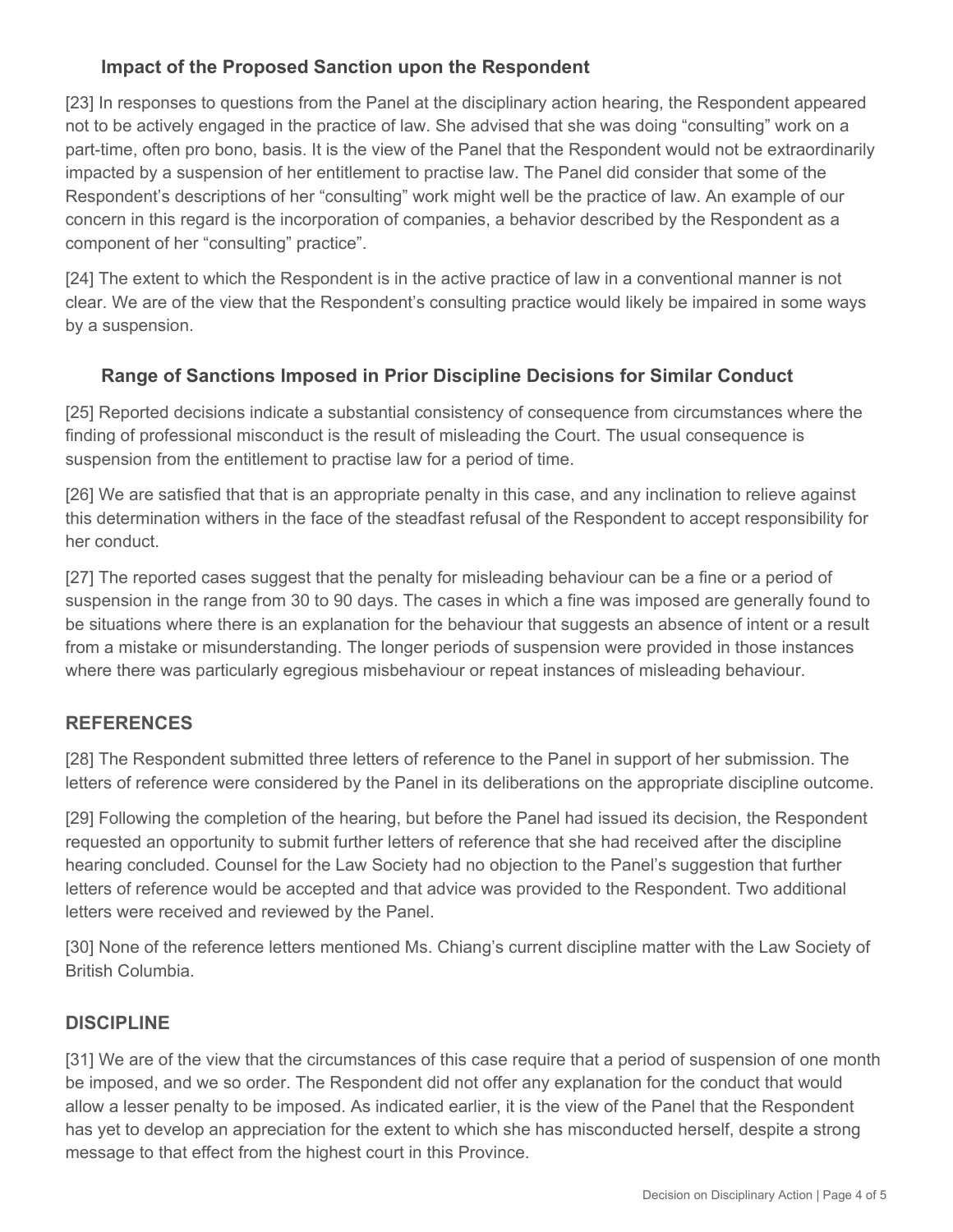### Impact of the Proposed Sanction upon the Respondent

[23] In responses to questions from the Panel at the disciplinary action hearing, the Respondent appeared not to be actively engaged in the practice of law. She advised that she was doing "consulting" work on a part-time, often pro bono, basis. It is the view of the Panel that the Respondent would not be extraordinarily impacted by a suspension of her entitlement to practise law. The Panel did consider that some of the Respondent's descriptions of her "consulting" work might well be the practice of law. An example of our concern in this regard is the incorporation of companies, a behavior described by the Respondent as a component of her "consulting" practice".

[24] The extent to which the Respondent is in the active practice of law in a conventional manner is not clear. We are of the view that the Respondent's consulting practice would likely be impaired in some ways by a suspension.

### Range of Sanctions Imposed in Prior Discipline Decisions for Similar Conduct

[25] Reported decisions indicate a substantial consistency of consequence from circumstances where the finding of professional misconduct is the result of misleading the Court. The usual consequence is suspension from the entitlement to practise law for a period of time.

[26] We are satisfied that that is an appropriate penalty in this case, and any inclination to relieve against this determination withers in the face of the steadfast refusal of the Respondent to accept responsibility for her conduct.

[27] The reported cases suggest that the penalty for misleading behaviour can be a fine or a period of suspension in the range from 30 to 90 days. The cases in which a fine was imposed are generally found to be situations where there is an explanation for the behaviour that suggests an absence of intent or a result from a mistake or misunderstanding. The longer periods of suspension were provided in those instances where there was particularly egregious misbehaviour or repeat instances of misleading behaviour.

## REFERENCES

[28] The Respondent submitted three letters of reference to the Panel in support of her submission. The letters of reference were considered by the Panel in its deliberations on the appropriate discipline outcome.

[29] Following the completion of the hearing, but before the Panel had issued its decision, the Respondent requested an opportunity to submit further letters of reference that she had received after the discipline hearing concluded. Counsel for the Law Society had no objection to the Panel's suggestion that further letters of reference would be accepted and that advice was provided to the Respondent. Two additional letters were received and reviewed by the Panel.

[30] None of the reference letters mentioned Ms. Chiang's current discipline matter with the Law Society of British Columbia.

## DISCIPLINE

[31] We are of the view that the circumstances of this case require that a period of suspension of one month be imposed, and we so order. The Respondent did not offer any explanation for the conduct that would allow a lesser penalty to be imposed. As indicated earlier, it is the view of the Panel that the Respondent has yet to develop an appreciation for the extent to which she has misconducted herself, despite a strong message to that effect from the highest court in this Province.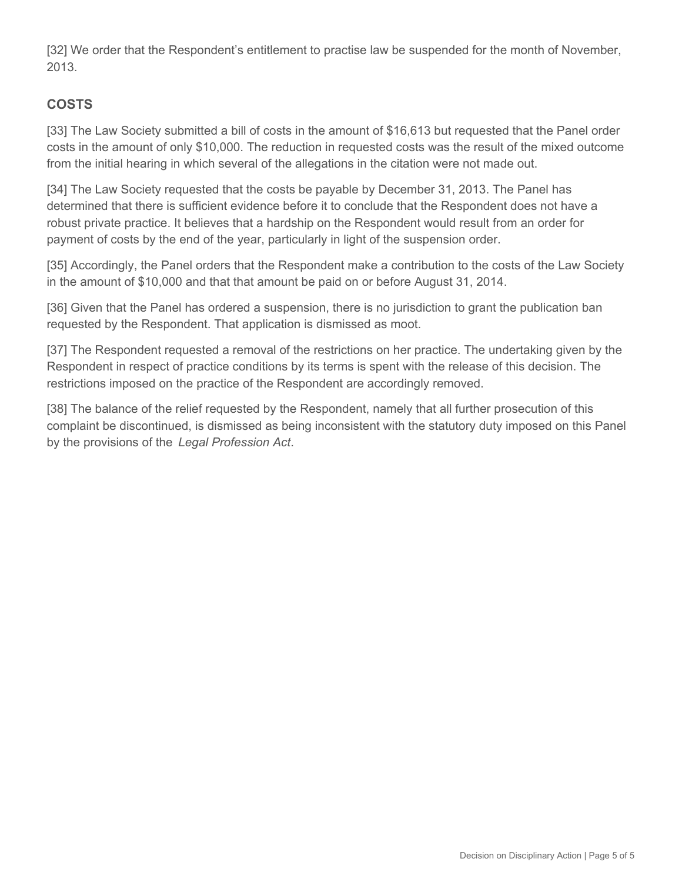[32] We order that the Respondent's entitlement to practise law be suspended for the month of November, 2013.

## COSTS

[33] The Law Society submitted a bill of costs in the amount of $16,613 but requested that the Panel order costs in the amount of only $10,000. The reduction in requested costs was the result of the mixed outcome from the initial hearing in which several of the allegations in the citation were not made out.

[34] The Law Society requested that the costs be payable by December 31, 2013. The Panel has determined that there is sufficient evidence before it to conclude that the Respondent does not have a robust private practice. It believes that a hardship on the Respondent would result from an order for payment of costs by the end of the year, particularly in light of the suspension order.

[35] Accordingly, the Panel orders that the Respondent make a contribution to the costs of the Law Society in the amount of $10,000 and that that amount be paid on or before August 31, 2014.

[36] Given that the Panel has ordered a suspension, there is no jurisdiction to grant the publication ban requested by the Respondent. That application is dismissed as moot.

[37] The Respondent requested a removal of the restrictions on her practice. The undertaking given by the Respondent in respect of practice conditions by its terms is spent with the release of this decision. The restrictions imposed on the practice of the Respondent are accordingly removed.

[38] The balance of the relief requested by the Respondent, namely that all further prosecution of this complaint be discontinued, is dismissed as being inconsistent with the statutory duty imposed on this Panel by the provisions of the *Legal Profession Act*.